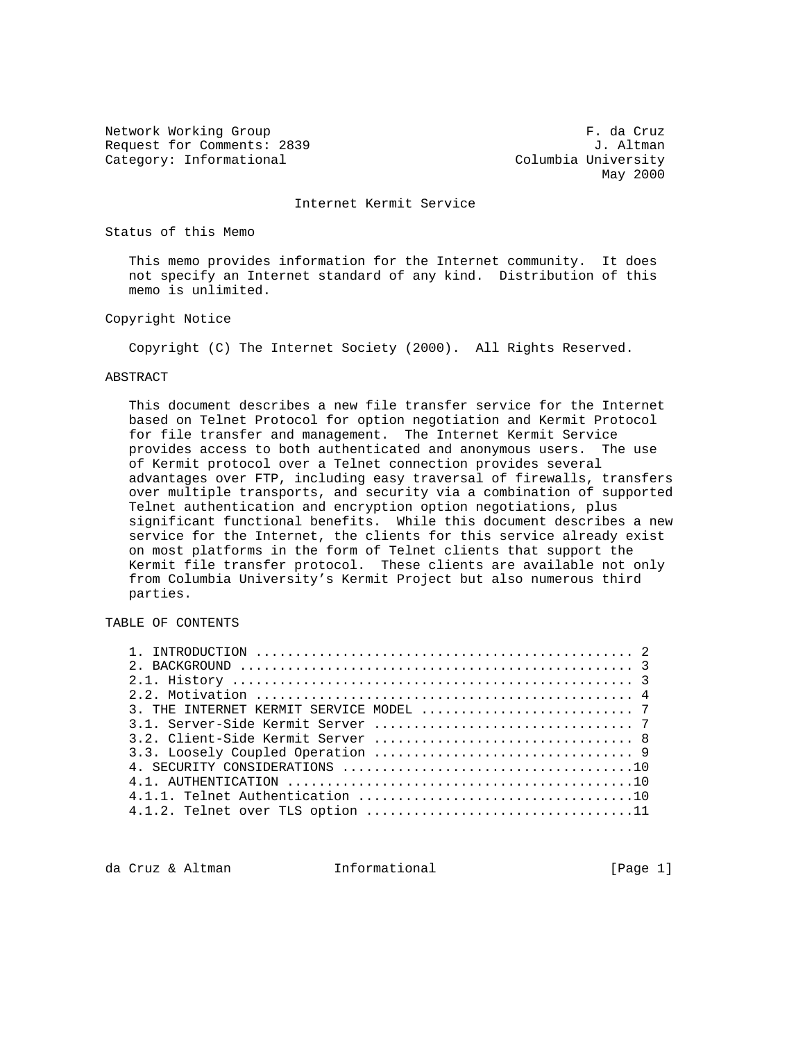Network Working Group F. da Cruz
Request for Comments: 2839 J. Altman
Category: Informational Columbia University
May 2000

# Internet Kermit Service

## Status of this Memo

This memo provides information for the Internet community. It does not specify an Internet standard of any kind. Distribution of this memo is unlimited.

## Copyright Notice

Copyright (C) The Internet Society (2000). All Rights Reserved.

## ABSTRACT

This document describes a new file transfer service for the Internet based on Telnet Protocol for option negotiation and Kermit Protocol for file transfer and management. The Internet Kermit Service provides access to both authenticated and anonymous users. The use of Kermit protocol over a Telnet connection provides several advantages over FTP, including easy traversal of firewalls, transfers over multiple transports, and security via a combination of supported Telnet authentication and encryption option negotiations, plus significant functional benefits. While this document describes a new service for the Internet, the clients for this service already exist on most platforms in the form of Telnet clients that support the Kermit file transfer protocol. These clients are available not only from Columbia University's Kermit Project but also numerous third parties.

## TABLE OF CONTENTS

```
1. INTRODUCTION ............................................... 2
2. BACKGROUND ................................................. 3
2.1. History .................................................. 3
2.2. Motivation ............................................... 4
3. THE INTERNET KERMIT SERVICE MODEL .......................... 7
3.1. Server-Side Kermit Server ................................ 7
3.2. Client-Side Kermit Server ................................ 8
3.3. Loosely Coupled Operation ................................ 9
4. SECURITY CONSIDERATIONS ....................................10
4.1. AUTHENTICATION ...........................................10
4.1.1. Telnet Authentication ..................................10
4.1.2. Telnet over TLS option .................................11
```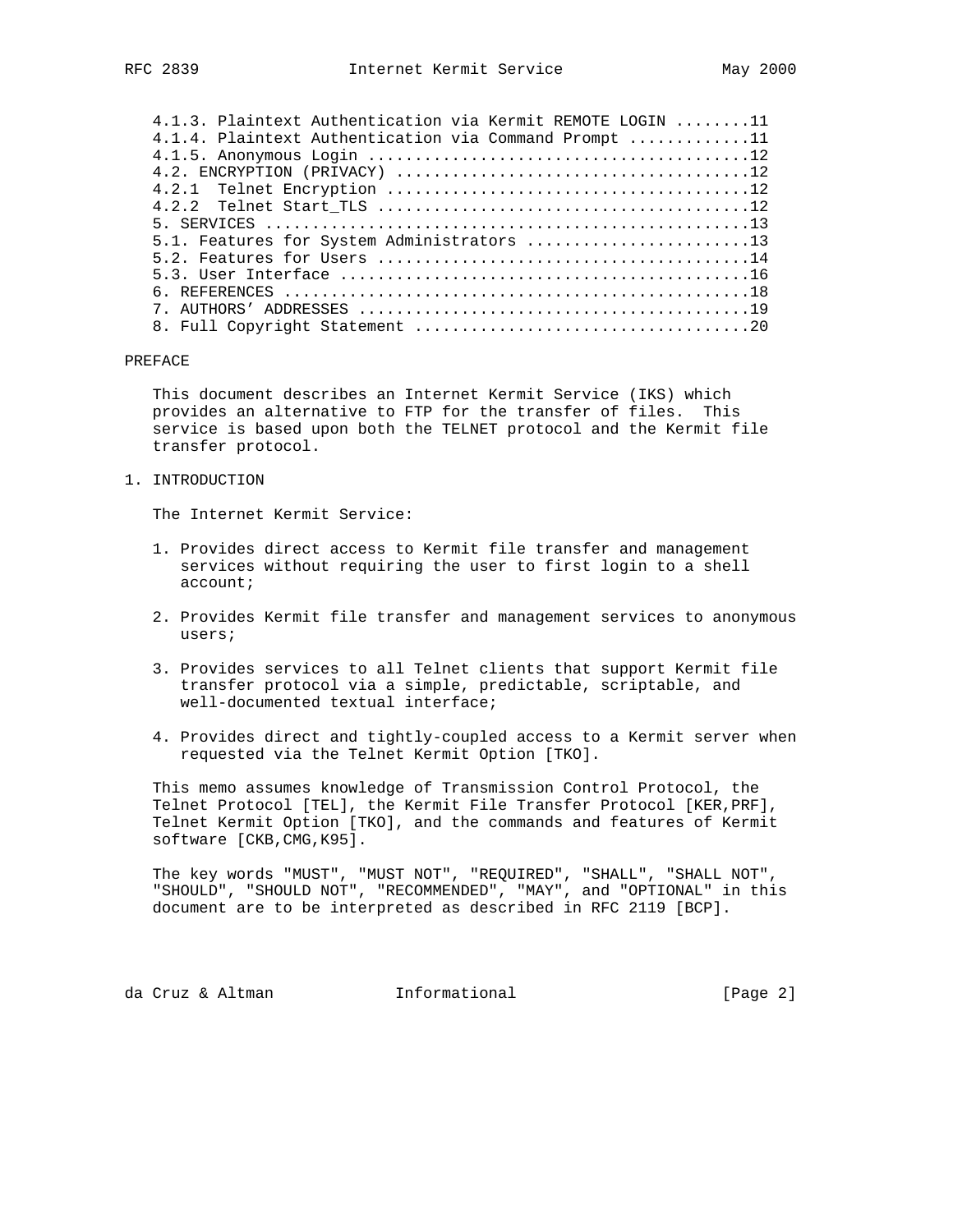4.1.3. Plaintext Authentication via Kermit REMOTE LOGIN ........11
4.1.4. Plaintext Authentication via Command Prompt ............11
4.1.5. Anonymous Login .......................................12
4.2. ENCRYPTION (PRIVACY) ....................................12
4.2.1 Telnet Encryption ......................................12
4.2.2 Telnet Start_TLS .......................................12
5. SERVICES ..................................................13
5.1. Features for System Administrators .......................13
5.2. Features for Users ......................................14
5.3. User Interface ..........................................16
6. REFERENCES ................................................18
7. AUTHORS' ADDRESSES ........................................19
8. Full Copyright Statement ..................................20

## PREFACE

This document describes an Internet Kermit Service (IKS) which provides an alternative to FTP for the transfer of files. This service is based upon both the TELNET protocol and the Kermit file transfer protocol.

## 1. INTRODUCTION

The Internet Kermit Service:

1. Provides direct access to Kermit file transfer and management services without requiring the user to first login to a shell account;

2. Provides Kermit file transfer and management services to anonymous users;

3. Provides services to all Telnet clients that support Kermit file transfer protocol via a simple, predictable, scriptable, and well-documented textual interface;

4. Provides direct and tightly-coupled access to a Kermit server when requested via the Telnet Kermit Option [TKO].

This memo assumes knowledge of Transmission Control Protocol, the Telnet Protocol [TEL], the Kermit File Transfer Protocol [KER,PRF], Telnet Kermit Option [TKO], and the commands and features of Kermit software [CKB,CMG,K95].

The key words "MUST", "MUST NOT", "REQUIRED", "SHALL", "SHALL NOT", "SHOULD", "SHOULD NOT", "RECOMMENDED", "MAY", and "OPTIONAL" in this document are to be interpreted as described in RFC 2119 [BCP].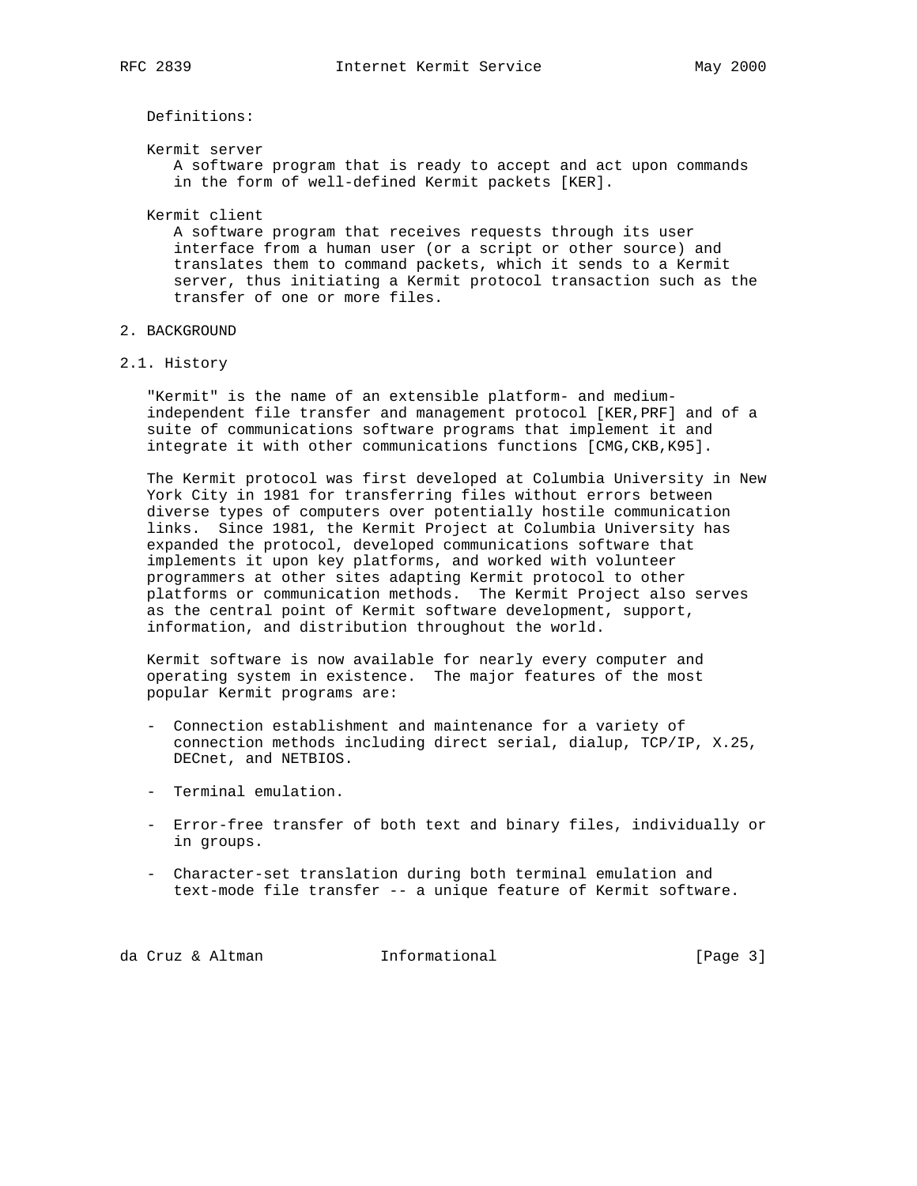Definitions:

Kermit server
: A software program that is ready to accept and act upon commands in the form of well-defined Kermit packets [KER].

Kermit client
: A software program that receives requests through its user interface from a human user (or a script or other source) and translates them to command packets, which it sends to a Kermit server, thus initiating a Kermit protocol transaction such as the transfer of one or more files.

## 2. BACKGROUND

### 2.1. History

"Kermit" is the name of an extensible platform- and medium-independent file transfer and management protocol [KER,PRF] and of a suite of communications software programs that implement it and integrate it with other communications functions [CMG,CKB,K95].

The Kermit protocol was first developed at Columbia University in New York City in 1981 for transferring files without errors between diverse types of computers over potentially hostile communication links. Since 1981, the Kermit Project at Columbia University has expanded the protocol, developed communications software that implements it upon key platforms, and worked with volunteer programmers at other sites adapting Kermit protocol to other platforms or communication methods. The Kermit Project also serves as the central point of Kermit software development, support, information, and distribution throughout the world.

Kermit software is now available for nearly every computer and operating system in existence. The major features of the most popular Kermit programs are:

- Connection establishment and maintenance for a variety of connection methods including direct serial, dialup, TCP/IP, X.25, DECnet, and NETBIOS.

- Terminal emulation.

- Error-free transfer of both text and binary files, individually or in groups.

- Character-set translation during both terminal emulation and text-mode file transfer -- a unique feature of Kermit software.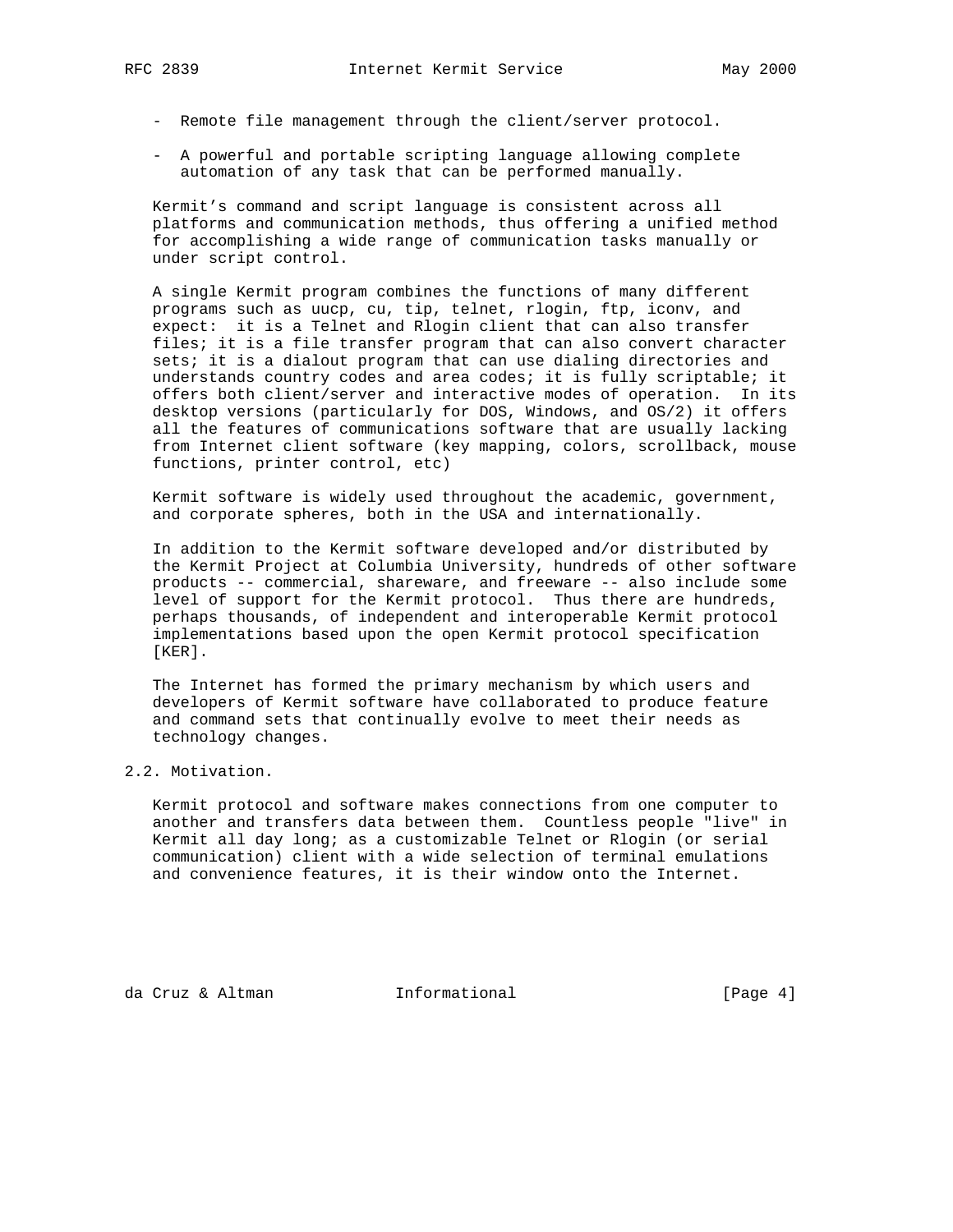- Remote file management through the client/server protocol.

- A powerful and portable scripting language allowing complete automation of any task that can be performed manually.

Kermit's command and script language is consistent across all platforms and communication methods, thus offering a unified method for accomplishing a wide range of communication tasks manually or under script control.

A single Kermit program combines the functions of many different programs such as uucp, cu, tip, telnet, rlogin, ftp, iconv, and expect: it is a Telnet and Rlogin client that can also transfer files; it is a file transfer program that can also convert character sets; it is a dialout program that can use dialing directories and understands country codes and area codes; it is fully scriptable; it offers both client/server and interactive modes of operation. In its desktop versions (particularly for DOS, Windows, and OS/2) it offers all the features of communications software that are usually lacking from Internet client software (key mapping, colors, scrollback, mouse functions, printer control, etc)

Kermit software is widely used throughout the academic, government, and corporate spheres, both in the USA and internationally.

In addition to the Kermit software developed and/or distributed by the Kermit Project at Columbia University, hundreds of other software products -- commercial, shareware, and freeware -- also include some level of support for the Kermit protocol. Thus there are hundreds, perhaps thousands, of independent and interoperable Kermit protocol implementations based upon the open Kermit protocol specification [KER].

The Internet has formed the primary mechanism by which users and developers of Kermit software have collaborated to produce feature and command sets that continually evolve to meet their needs as technology changes.

## 2.2. Motivation.

Kermit protocol and software makes connections from one computer to another and transfers data between them. Countless people "live" in Kermit all day long; as a customizable Telnet or Rlogin (or serial communication) client with a wide selection of terminal emulations and convenience features, it is their window onto the Internet.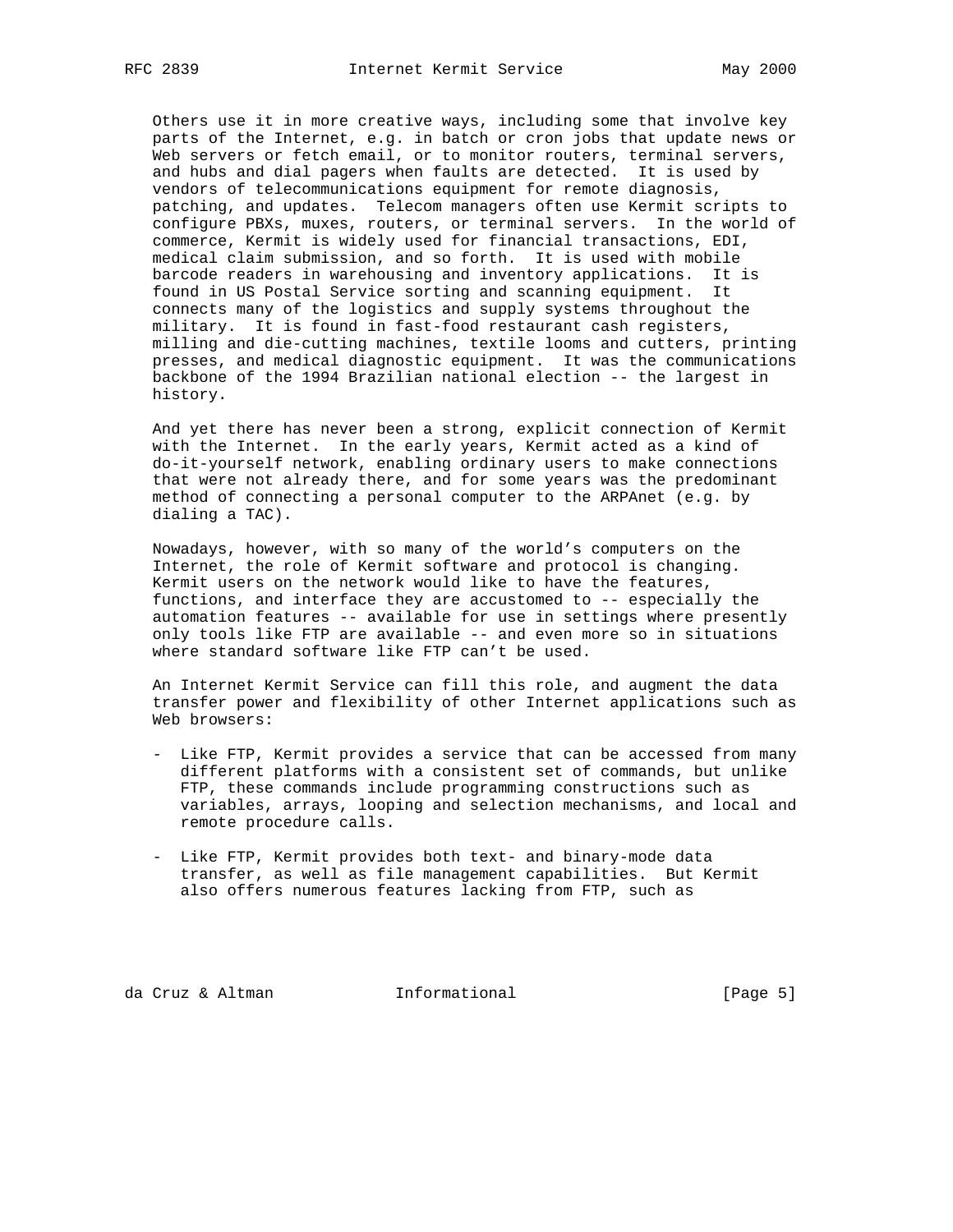Others use it in more creative ways, including some that involve key parts of the Internet, e.g. in batch or cron jobs that update news or Web servers or fetch email, or to monitor routers, terminal servers, and hubs and dial pagers when faults are detected. It is used by vendors of telecommunications equipment for remote diagnosis, patching, and updates. Telecom managers often use Kermit scripts to configure PBXs, muxes, routers, or terminal servers. In the world of commerce, Kermit is widely used for financial transactions, EDI, medical claim submission, and so forth. It is used with mobile barcode readers in warehousing and inventory applications. It is found in US Postal Service sorting and scanning equipment. It connects many of the logistics and supply systems throughout the military. It is found in fast-food restaurant cash registers, milling and die-cutting machines, textile looms and cutters, printing presses, and medical diagnostic equipment. It was the communications backbone of the 1994 Brazilian national election -- the largest in history.

And yet there has never been a strong, explicit connection of Kermit with the Internet. In the early years, Kermit acted as a kind of do-it-yourself network, enabling ordinary users to make connections that were not already there, and for some years was the predominant method of connecting a personal computer to the ARPAnet (e.g. by dialing a TAC).

Nowadays, however, with so many of the world's computers on the Internet, the role of Kermit software and protocol is changing. Kermit users on the network would like to have the features, functions, and interface they are accustomed to -- especially the automation features -- available for use in settings where presently only tools like FTP are available -- and even more so in situations where standard software like FTP can't be used.

An Internet Kermit Service can fill this role, and augment the data transfer power and flexibility of other Internet applications such as Web browsers:

- Like FTP, Kermit provides a service that can be accessed from many different platforms with a consistent set of commands, but unlike FTP, these commands include programming constructions such as variables, arrays, looping and selection mechanisms, and local and remote procedure calls.

- Like FTP, Kermit provides both text- and binary-mode data transfer, as well as file management capabilities. But Kermit also offers numerous features lacking from FTP, such as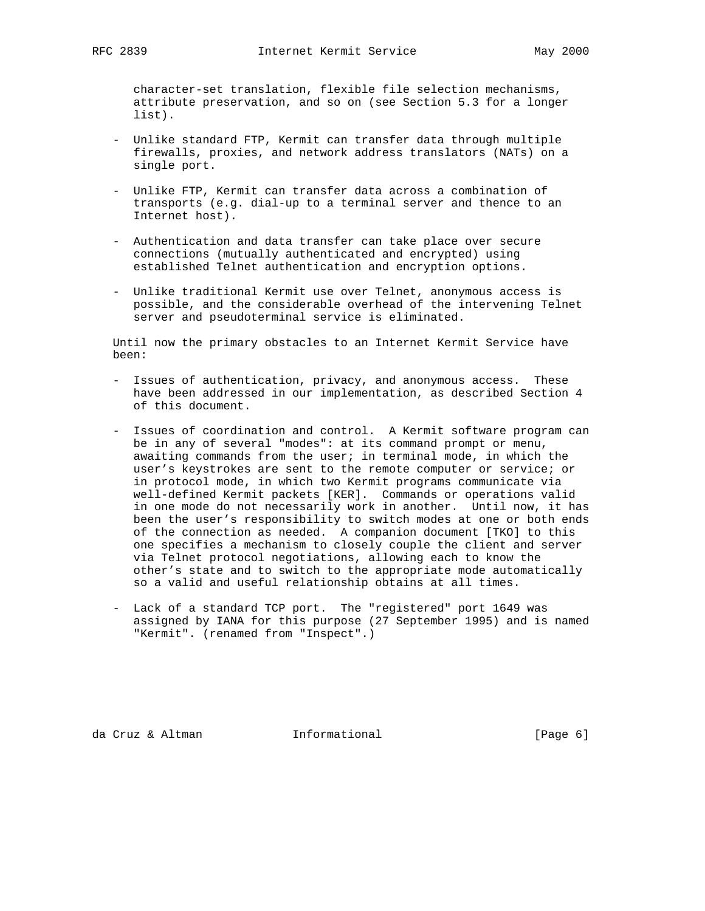character-set translation, flexible file selection mechanisms, attribute preservation, and so on (see Section 5.3 for a longer list).

- Unlike standard FTP, Kermit can transfer data through multiple firewalls, proxies, and network address translators (NATs) on a single port.

- Unlike FTP, Kermit can transfer data across a combination of transports (e.g. dial-up to a terminal server and thence to an Internet host).

- Authentication and data transfer can take place over secure connections (mutually authenticated and encrypted) using established Telnet authentication and encryption options.

- Unlike traditional Kermit use over Telnet, anonymous access is possible, and the considerable overhead of the intervening Telnet server and pseudoterminal service is eliminated.

Until now the primary obstacles to an Internet Kermit Service have been:

- Issues of authentication, privacy, and anonymous access. These have been addressed in our implementation, as described Section 4 of this document.

- Issues of coordination and control. A Kermit software program can be in any of several "modes": at its command prompt or menu, awaiting commands from the user; in terminal mode, in which the user's keystrokes are sent to the remote computer or service; or in protocol mode, in which two Kermit programs communicate via well-defined Kermit packets [KER]. Commands or operations valid in one mode do not necessarily work in another. Until now, it has been the user's responsibility to switch modes at one or both ends of the connection as needed. A companion document [TKO] to this one specifies a mechanism to closely couple the client and server via Telnet protocol negotiations, allowing each to know the other's state and to switch to the appropriate mode automatically so a valid and useful relationship obtains at all times.

- Lack of a standard TCP port. The "registered" port 1649 was assigned by IANA for this purpose (27 September 1995) and is named "Kermit". (renamed from "Inspect".)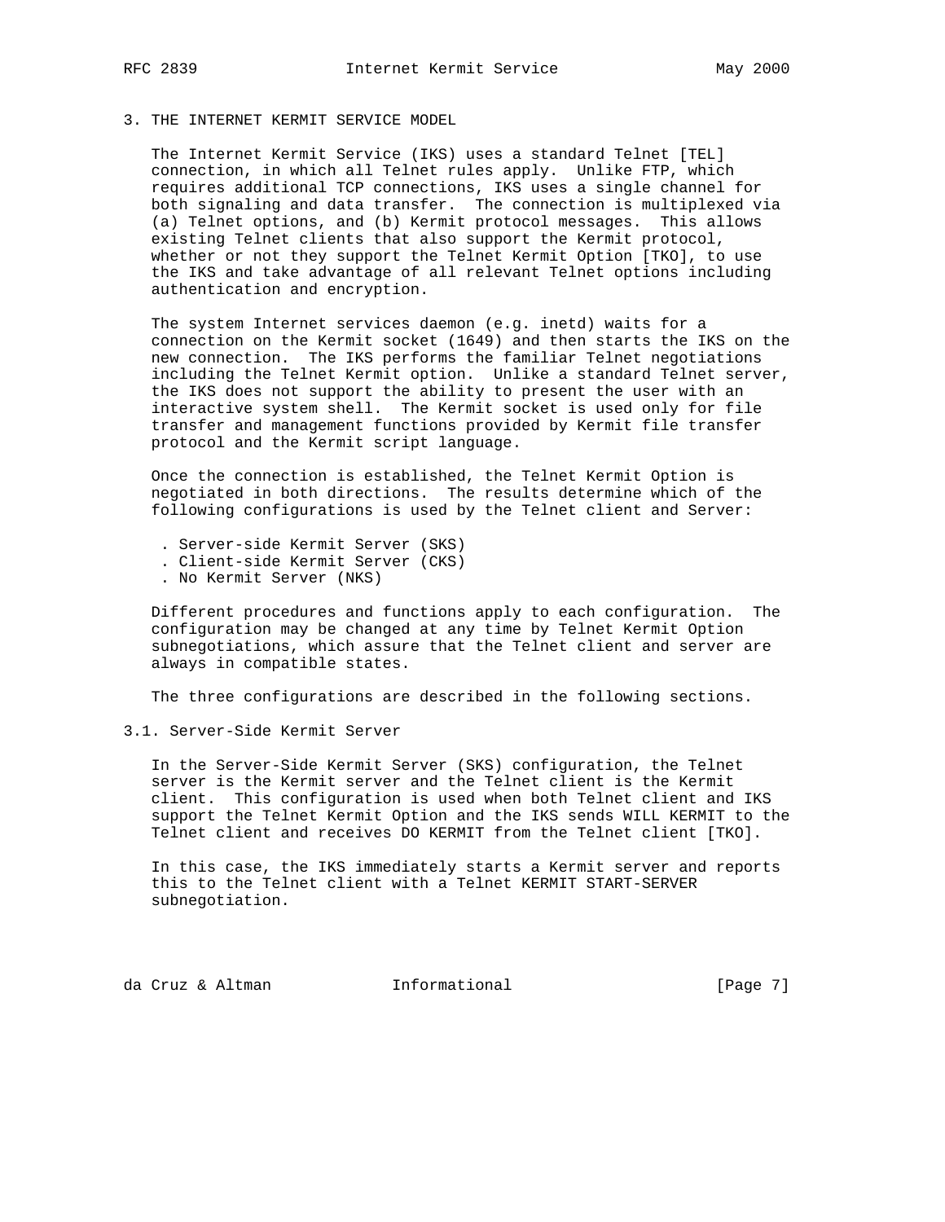## 3. THE INTERNET KERMIT SERVICE MODEL

The Internet Kermit Service (IKS) uses a standard Telnet [TEL] connection, in which all Telnet rules apply. Unlike FTP, which requires additional TCP connections, IKS uses a single channel for both signaling and data transfer. The connection is multiplexed via (a) Telnet options, and (b) Kermit protocol messages. This allows existing Telnet clients that also support the Kermit protocol, whether or not they support the Telnet Kermit Option [TKO], to use the IKS and take advantage of all relevant Telnet options including authentication and encryption.

The system Internet services daemon (e.g. inetd) waits for a connection on the Kermit socket (1649) and then starts the IKS on the new connection. The IKS performs the familiar Telnet negotiations including the Telnet Kermit option. Unlike a standard Telnet server, the IKS does not support the ability to present the user with an interactive system shell. The Kermit socket is used only for file transfer and management functions provided by Kermit file transfer protocol and the Kermit script language.

Once the connection is established, the Telnet Kermit Option is negotiated in both directions. The results determine which of the following configurations is used by the Telnet client and Server:

- Server-side Kermit Server (SKS)
- Client-side Kermit Server (CKS)
- No Kermit Server (NKS)

Different procedures and functions apply to each configuration. The configuration may be changed at any time by Telnet Kermit Option subnegotiations, which assure that the Telnet client and server are always in compatible states.

The three configurations are described in the following sections.

### 3.1. Server-Side Kermit Server

In the Server-Side Kermit Server (SKS) configuration, the Telnet server is the Kermit server and the Telnet client is the Kermit client. This configuration is used when both Telnet client and IKS support the Telnet Kermit Option and the IKS sends WILL KERMIT to the Telnet client and receives DO KERMIT from the Telnet client [TKO].

In this case, the IKS immediately starts a Kermit server and reports this to the Telnet client with a Telnet KERMIT START-SERVER subnegotiation.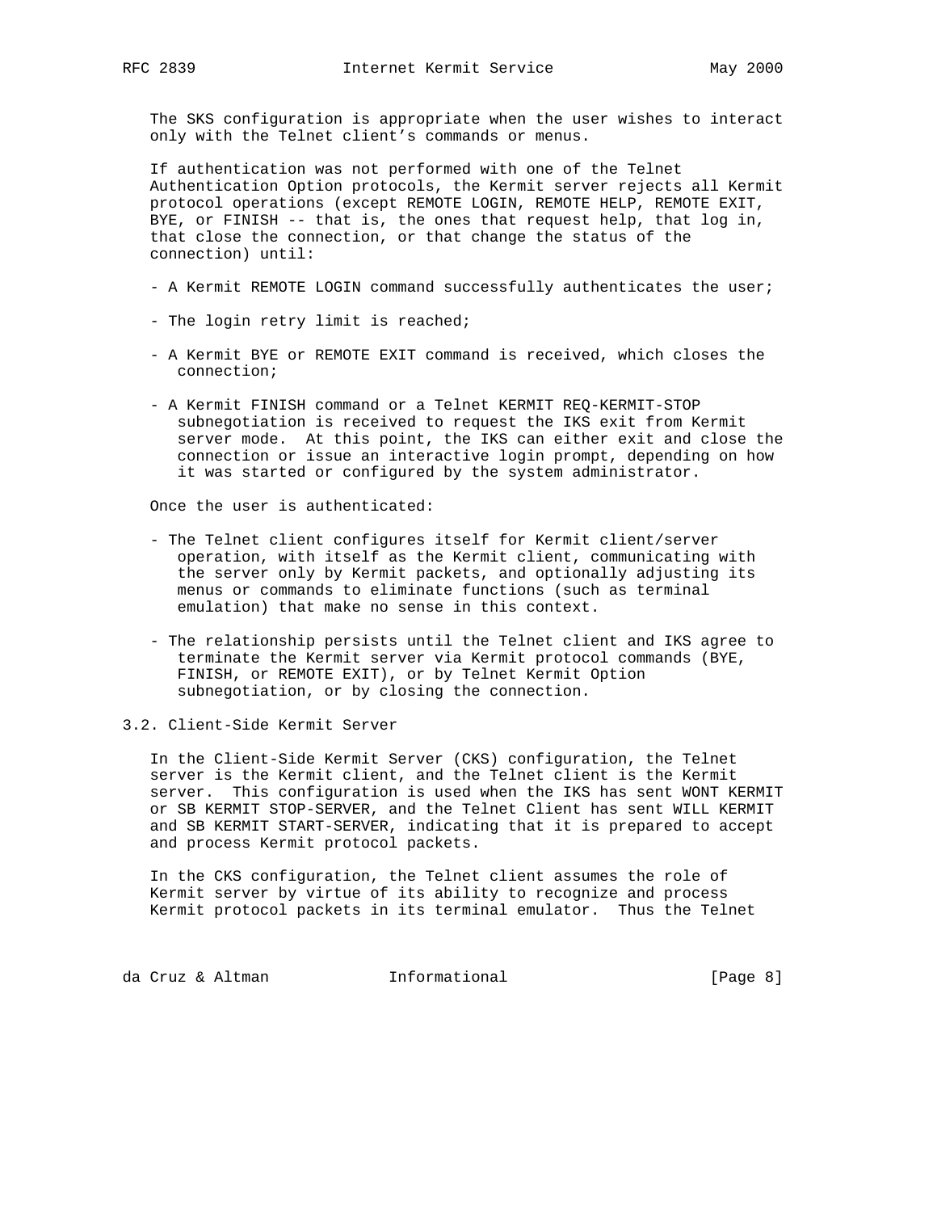The SKS configuration is appropriate when the user wishes to interact only with the Telnet client's commands or menus.

If authentication was not performed with one of the Telnet Authentication Option protocols, the Kermit server rejects all Kermit protocol operations (except REMOTE LOGIN, REMOTE HELP, REMOTE EXIT, BYE, or FINISH -- that is, the ones that request help, that log in, that close the connection, or that change the status of the connection) until:

- A Kermit REMOTE LOGIN command successfully authenticates the user;
- The login retry limit is reached;
- A Kermit BYE or REMOTE EXIT command is received, which closes the connection;
- A Kermit FINISH command or a Telnet KERMIT REQ-KERMIT-STOP subnegotiation is received to request the IKS exit from Kermit server mode. At this point, the IKS can either exit and close the connection or issue an interactive login prompt, depending on how it was started or configured by the system administrator.

Once the user is authenticated:

- The Telnet client configures itself for Kermit client/server operation, with itself as the Kermit client, communicating with the server only by Kermit packets, and optionally adjusting its menus or commands to eliminate functions (such as terminal emulation) that make no sense in this context.
- The relationship persists until the Telnet client and IKS agree to terminate the Kermit server via Kermit protocol commands (BYE, FINISH, or REMOTE EXIT), or by Telnet Kermit Option subnegotiation, or by closing the connection.

## 3.2. Client-Side Kermit Server

In the Client-Side Kermit Server (CKS) configuration, the Telnet server is the Kermit client, and the Telnet client is the Kermit server. This configuration is used when the IKS has sent WONT KERMIT or SB KERMIT STOP-SERVER, and the Telnet Client has sent WILL KERMIT and SB KERMIT START-SERVER, indicating that it is prepared to accept and process Kermit protocol packets.

In the CKS configuration, the Telnet client assumes the role of Kermit server by virtue of its ability to recognize and process Kermit protocol packets in its terminal emulator. Thus the Telnet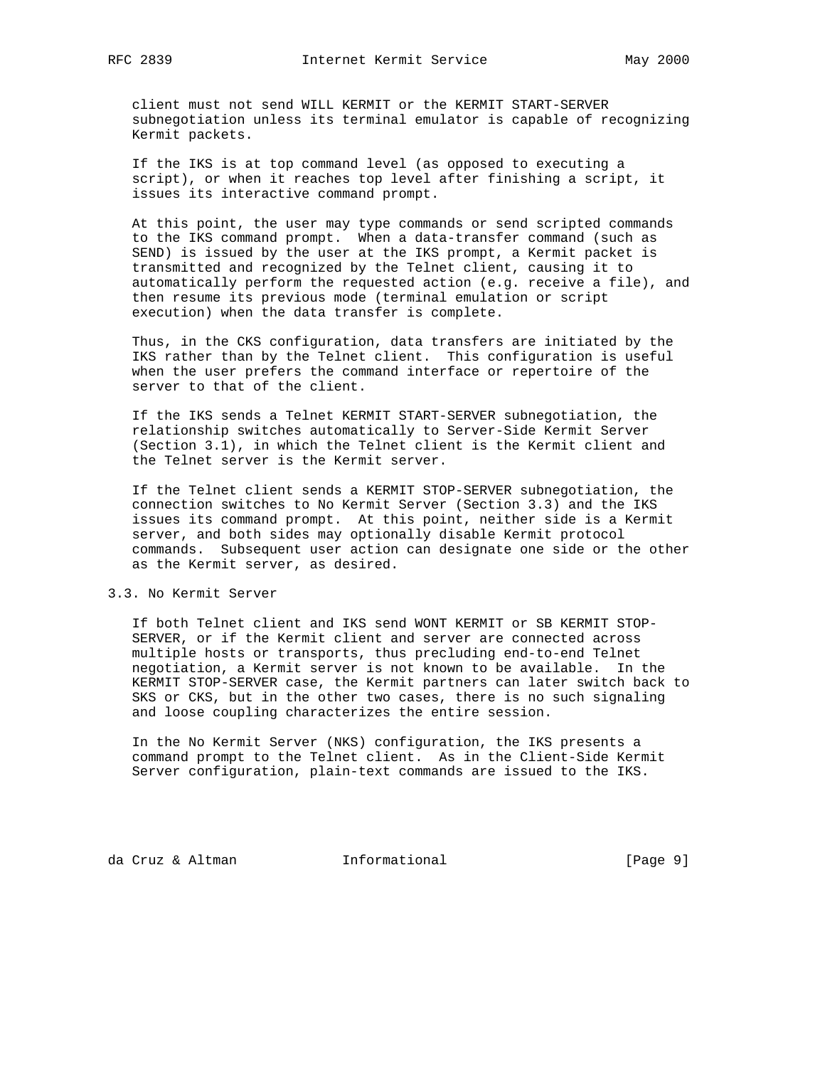client must not send WILL KERMIT or the KERMIT START-SERVER subnegotiation unless its terminal emulator is capable of recognizing Kermit packets.

If the IKS is at top command level (as opposed to executing a script), or when it reaches top level after finishing a script, it issues its interactive command prompt.

At this point, the user may type commands or send scripted commands to the IKS command prompt. When a data-transfer command (such as SEND) is issued by the user at the IKS prompt, a Kermit packet is transmitted and recognized by the Telnet client, causing it to automatically perform the requested action (e.g. receive a file), and then resume its previous mode (terminal emulation or script execution) when the data transfer is complete.

Thus, in the CKS configuration, data transfers are initiated by the IKS rather than by the Telnet client. This configuration is useful when the user prefers the command interface or repertoire of the server to that of the client.

If the IKS sends a Telnet KERMIT START-SERVER subnegotiation, the relationship switches automatically to Server-Side Kermit Server (Section 3.1), in which the Telnet client is the Kermit client and the Telnet server is the Kermit server.

If the Telnet client sends a KERMIT STOP-SERVER subnegotiation, the connection switches to No Kermit Server (Section 3.3) and the IKS issues its command prompt. At this point, neither side is a Kermit server, and both sides may optionally disable Kermit protocol commands. Subsequent user action can designate one side or the other as the Kermit server, as desired.

### 3.3. No Kermit Server

If both Telnet client and IKS send WONT KERMIT or SB KERMIT STOP-SERVER, or if the Kermit client and server are connected across multiple hosts or transports, thus precluding end-to-end Telnet negotiation, a Kermit server is not known to be available. In the KERMIT STOP-SERVER case, the Kermit partners can later switch back to SKS or CKS, but in the other two cases, there is no such signaling and loose coupling characterizes the entire session.

In the No Kermit Server (NKS) configuration, the IKS presents a command prompt to the Telnet client. As in the Client-Side Kermit Server configuration, plain-text commands are issued to the IKS.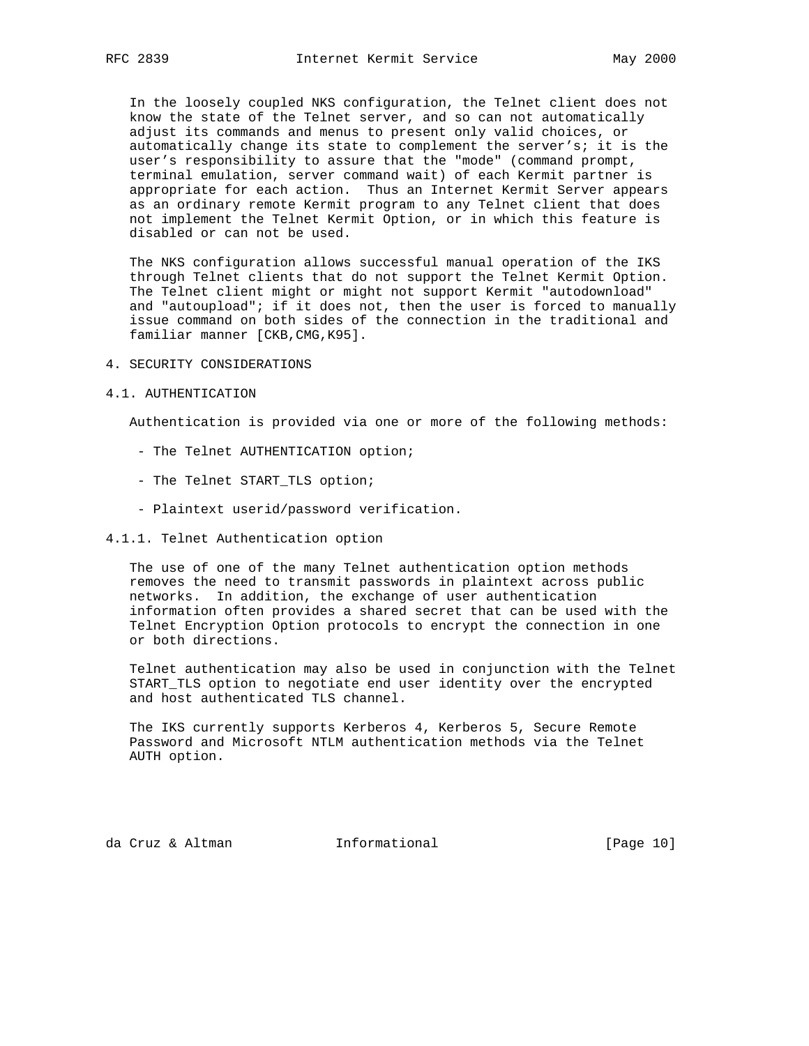In the loosely coupled NKS configuration, the Telnet client does not know the state of the Telnet server, and so can not automatically adjust its commands and menus to present only valid choices, or automatically change its state to complement the server’s; it is the user’s responsibility to assure that the "mode" (command prompt, terminal emulation, server command wait) of each Kermit partner is appropriate for each action. Thus an Internet Kermit Server appears as an ordinary remote Kermit program to any Telnet client that does not implement the Telnet Kermit Option, or in which this feature is disabled or can not be used.

The NKS configuration allows successful manual operation of the IKS through Telnet clients that do not support the Telnet Kermit Option. The Telnet client might or might not support Kermit "autodownload" and "autoupload"; if it does not, then the user is forced to manually issue command on both sides of the connection in the traditional and familiar manner [CKB,CMG,K95].

## 4. SECURITY CONSIDERATIONS

### 4.1. AUTHENTICATION

Authentication is provided via one or more of the following methods:

- The Telnet AUTHENTICATION option;
- The Telnet START_TLS option;
- Plaintext userid/password verification.

#### 4.1.1. Telnet Authentication option

The use of one of the many Telnet authentication option methods removes the need to transmit passwords in plaintext across public networks. In addition, the exchange of user authentication information often provides a shared secret that can be used with the Telnet Encryption Option protocols to encrypt the connection in one or both directions.

Telnet authentication may also be used in conjunction with the Telnet START_TLS option to negotiate end user identity over the encrypted and host authenticated TLS channel.

The IKS currently supports Kerberos 4, Kerberos 5, Secure Remote Password and Microsoft NTLM authentication methods via the Telnet AUTH option.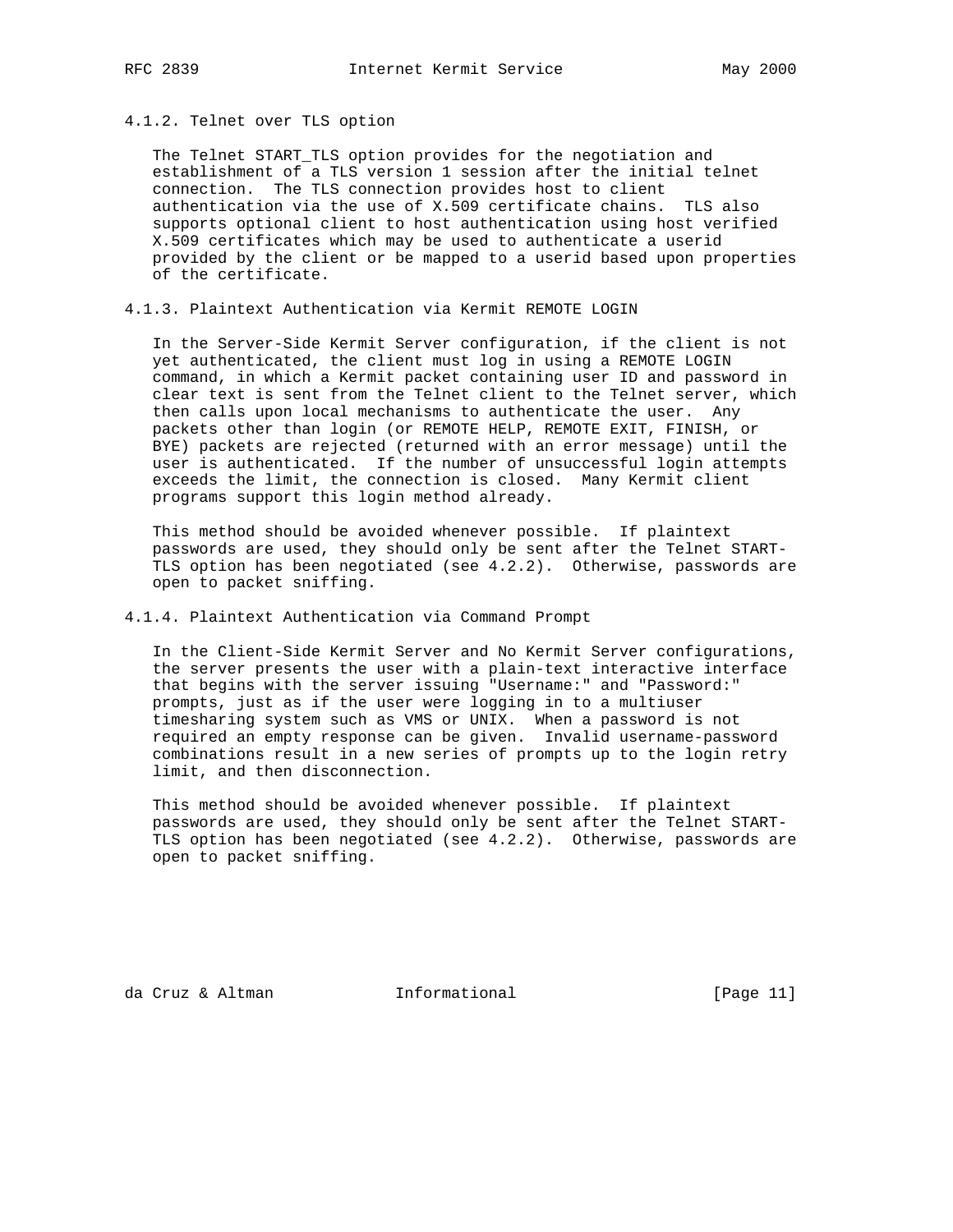#### 4.1.2. Telnet over TLS option

The Telnet START_TLS option provides for the negotiation and establishment of a TLS version 1 session after the initial telnet connection. The TLS connection provides host to client authentication via the use of X.509 certificate chains. TLS also supports optional client to host authentication using host verified X.509 certificates which may be used to authenticate a userid provided by the client or be mapped to a userid based upon properties of the certificate.

#### 4.1.3. Plaintext Authentication via Kermit REMOTE LOGIN

In the Server-Side Kermit Server configuration, if the client is not yet authenticated, the client must log in using a REMOTE LOGIN command, in which a Kermit packet containing user ID and password in clear text is sent from the Telnet client to the Telnet server, which then calls upon local mechanisms to authenticate the user. Any packets other than login (or REMOTE HELP, REMOTE EXIT, FINISH, or BYE) packets are rejected (returned with an error message) until the user is authenticated. If the number of unsuccessful login attempts exceeds the limit, the connection is closed. Many Kermit client programs support this login method already.

This method should be avoided whenever possible. If plaintext passwords are used, they should only be sent after the Telnet START-TLS option has been negotiated (see 4.2.2). Otherwise, passwords are open to packet sniffing.

#### 4.1.4. Plaintext Authentication via Command Prompt

In the Client-Side Kermit Server and No Kermit Server configurations, the server presents the user with a plain-text interactive interface that begins with the server issuing "Username:" and "Password:" prompts, just as if the user were logging in to a multiuser timesharing system such as VMS or UNIX. When a password is not required an empty response can be given. Invalid username-password combinations result in a new series of prompts up to the login retry limit, and then disconnection.

This method should be avoided whenever possible. If plaintext passwords are used, they should only be sent after the Telnet START-TLS option has been negotiated (see 4.2.2). Otherwise, passwords are open to packet sniffing.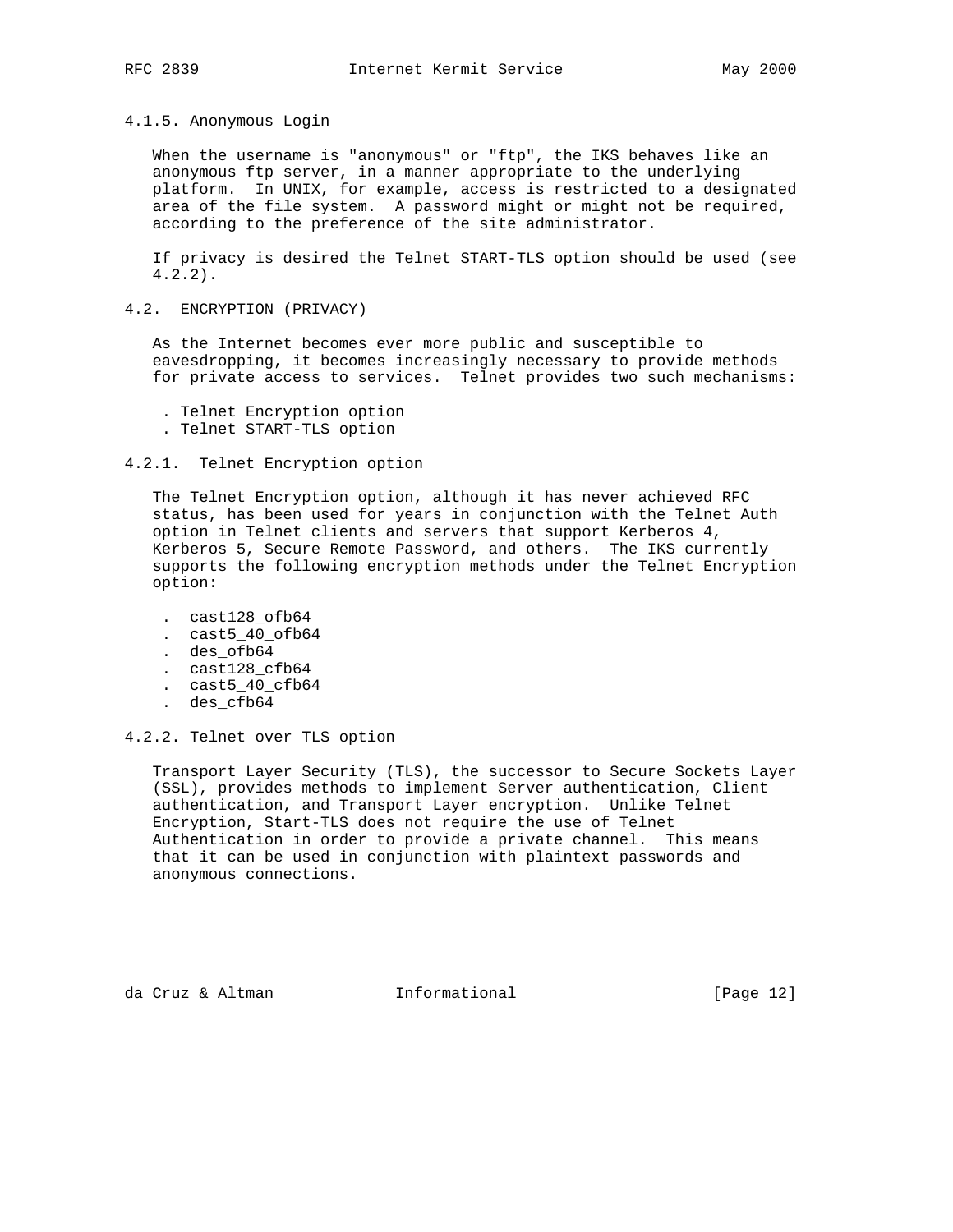#### 4.1.5. Anonymous Login

When the username is "anonymous" or "ftp", the IKS behaves like an anonymous ftp server, in a manner appropriate to the underlying platform. In UNIX, for example, access is restricted to a designated area of the file system. A password might or might not be required, according to the preference of the site administrator.

If privacy is desired the Telnet START-TLS option should be used (see 4.2.2).

### 4.2. ENCRYPTION (PRIVACY)

As the Internet becomes ever more public and susceptible to eavesdropping, it becomes increasingly necessary to provide methods for private access to services. Telnet provides two such mechanisms:

- Telnet Encryption option
- Telnet START-TLS option

#### 4.2.1. Telnet Encryption option

The Telnet Encryption option, although it has never achieved RFC status, has been used for years in conjunction with the Telnet Auth option in Telnet clients and servers that support Kerberos 4, Kerberos 5, Secure Remote Password, and others. The IKS currently supports the following encryption methods under the Telnet Encryption option:

- cast128_ofb64
- cast5_40_ofb64
- des_ofb64
- cast128_cfb64
- cast5_40_cfb64
- des_cfb64

#### 4.2.2. Telnet over TLS option

Transport Layer Security (TLS), the successor to Secure Sockets Layer (SSL), provides methods to implement Server authentication, Client authentication, and Transport Layer encryption. Unlike Telnet Encryption, Start-TLS does not require the use of Telnet Authentication in order to provide a private channel. This means that it can be used in conjunction with plaintext passwords and anonymous connections.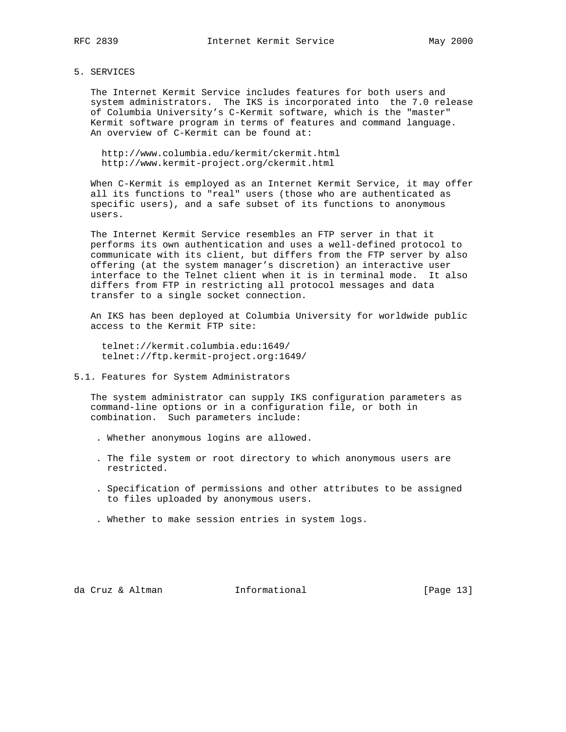## 5. SERVICES

The Internet Kermit Service includes features for both users and system administrators. The IKS is incorporated into the 7.0 release of Columbia University's C-Kermit software, which is the "master" Kermit software program in terms of features and command language. An overview of C-Kermit can be found at:

http://www.columbia.edu/kermit/ckermit.html
http://www.kermit-project.org/ckermit.html

When C-Kermit is employed as an Internet Kermit Service, it may offer all its functions to "real" users (those who are authenticated as specific users), and a safe subset of its functions to anonymous users.

The Internet Kermit Service resembles an FTP server in that it performs its own authentication and uses a well-defined protocol to communicate with its client, but differs from the FTP server by also offering (at the system manager's discretion) an interactive user interface to the Telnet client when it is in terminal mode. It also differs from FTP in restricting all protocol messages and data transfer to a single socket connection.

An IKS has been deployed at Columbia University for worldwide public access to the Kermit FTP site:

telnet://kermit.columbia.edu:1649/
telnet://ftp.kermit-project.org:1649/

### 5.1. Features for System Administrators

The system administrator can supply IKS configuration parameters as command-line options or in a configuration file, or both in combination. Such parameters include:

- Whether anonymous logins are allowed.
- The file system or root directory to which anonymous users are restricted.
- Specification of permissions and other attributes to be assigned to files uploaded by anonymous users.
- Whether to make session entries in system logs.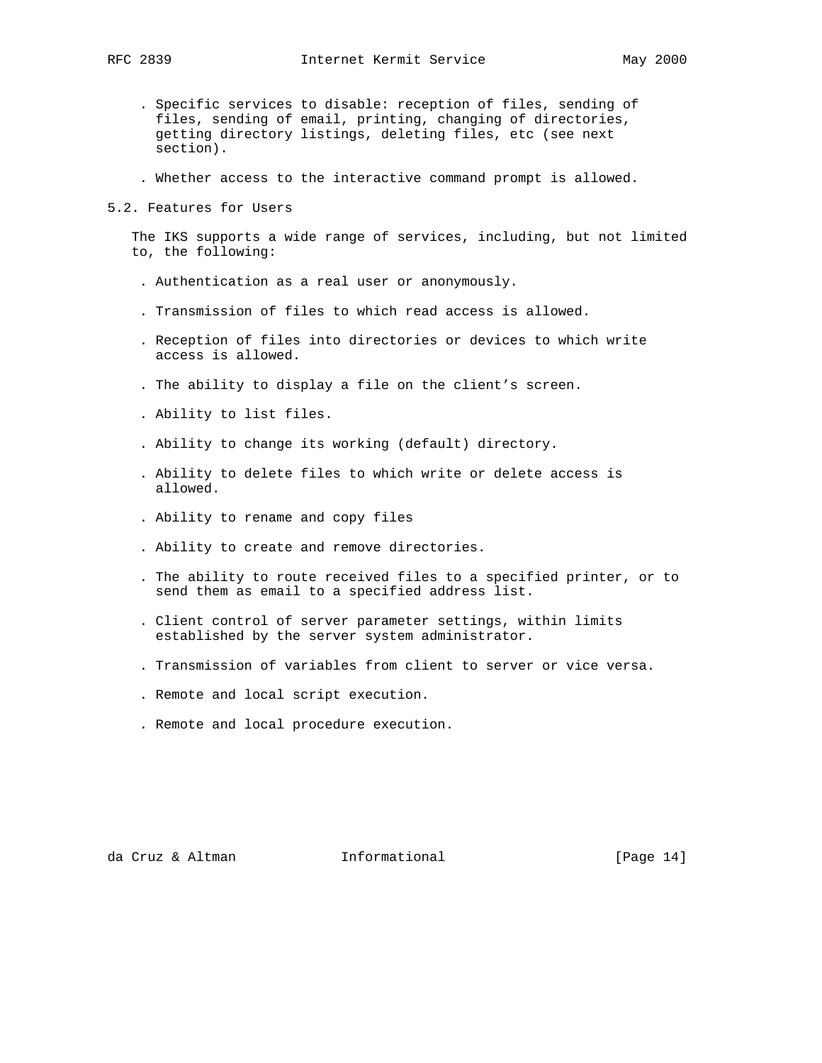- Specific services to disable: reception of files, sending of files, sending of email, printing, changing of directories, getting directory listings, deleting files, etc (see next section).

- Whether access to the interactive command prompt is allowed.

## 5.2. Features for Users

The IKS supports a wide range of services, including, but not limited to, the following:

- Authentication as a real user or anonymously.

- Transmission of files to which read access is allowed.

- Reception of files into directories or devices to which write access is allowed.

- The ability to display a file on the client's screen.

- Ability to list files.

- Ability to change its working (default) directory.

- Ability to delete files to which write or delete access is allowed.

- Ability to rename and copy files

- Ability to create and remove directories.

- The ability to route received files to a specified printer, or to send them as email to a specified address list.

- Client control of server parameter settings, within limits established by the server system administrator.

- Transmission of variables from client to server or vice versa.

- Remote and local script execution.

- Remote and local procedure execution.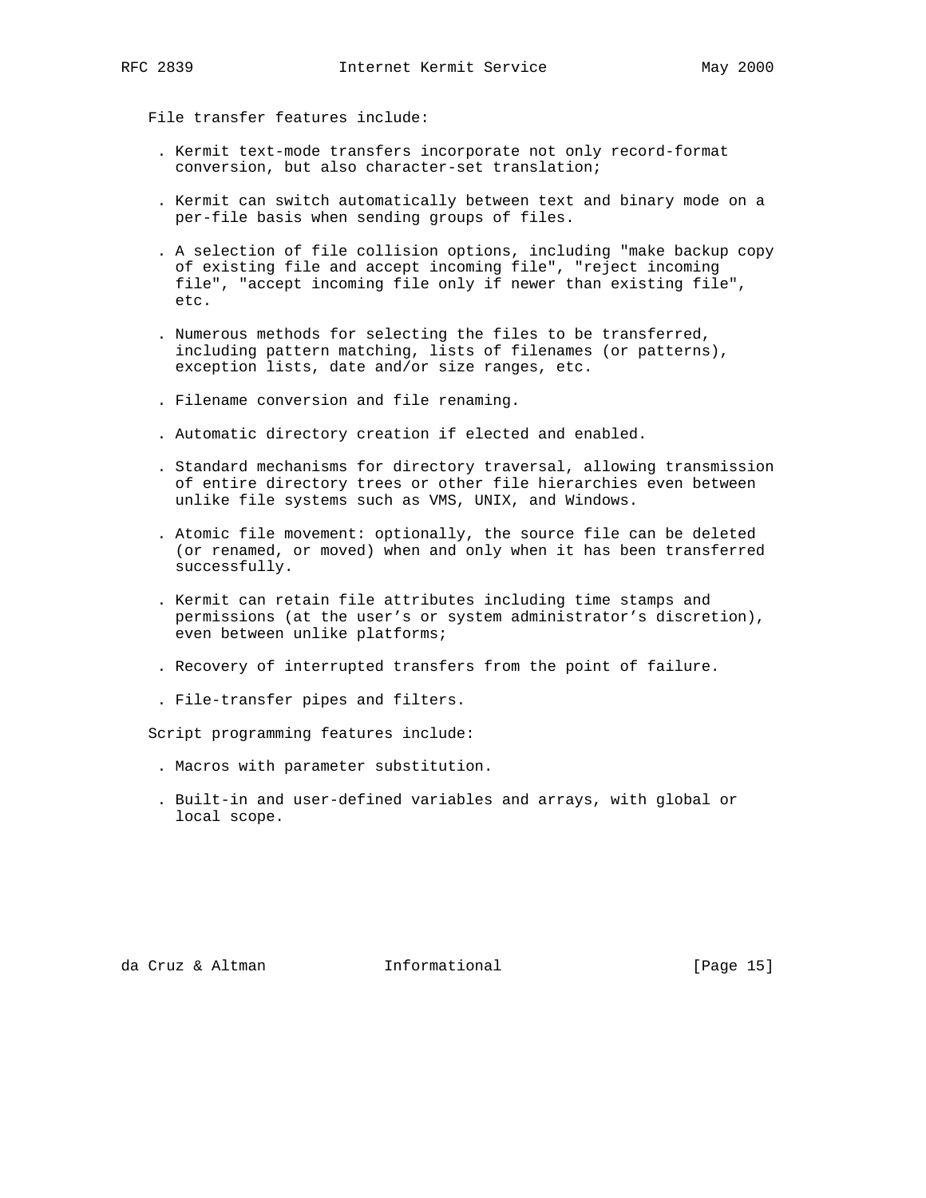File transfer features include:

- Kermit text-mode transfers incorporate not only record-format conversion, but also character-set translation;

- Kermit can switch automatically between text and binary mode on a per-file basis when sending groups of files.

- A selection of file collision options, including "make backup copy of existing file and accept incoming file", "reject incoming file", "accept incoming file only if newer than existing file", etc.

- Numerous methods for selecting the files to be transferred, including pattern matching, lists of filenames (or patterns), exception lists, date and/or size ranges, etc.

- Filename conversion and file renaming.

- Automatic directory creation if elected and enabled.

- Standard mechanisms for directory traversal, allowing transmission of entire directory trees or other file hierarchies even between unlike file systems such as VMS, UNIX, and Windows.

- Atomic file movement: optionally, the source file can be deleted (or renamed, or moved) when and only when it has been transferred successfully.

- Kermit can retain file attributes including time stamps and permissions (at the user's or system administrator's discretion), even between unlike platforms;

- Recovery of interrupted transfers from the point of failure.

- File-transfer pipes and filters.

Script programming features include:

- Macros with parameter substitution.

- Built-in and user-defined variables and arrays, with global or local scope.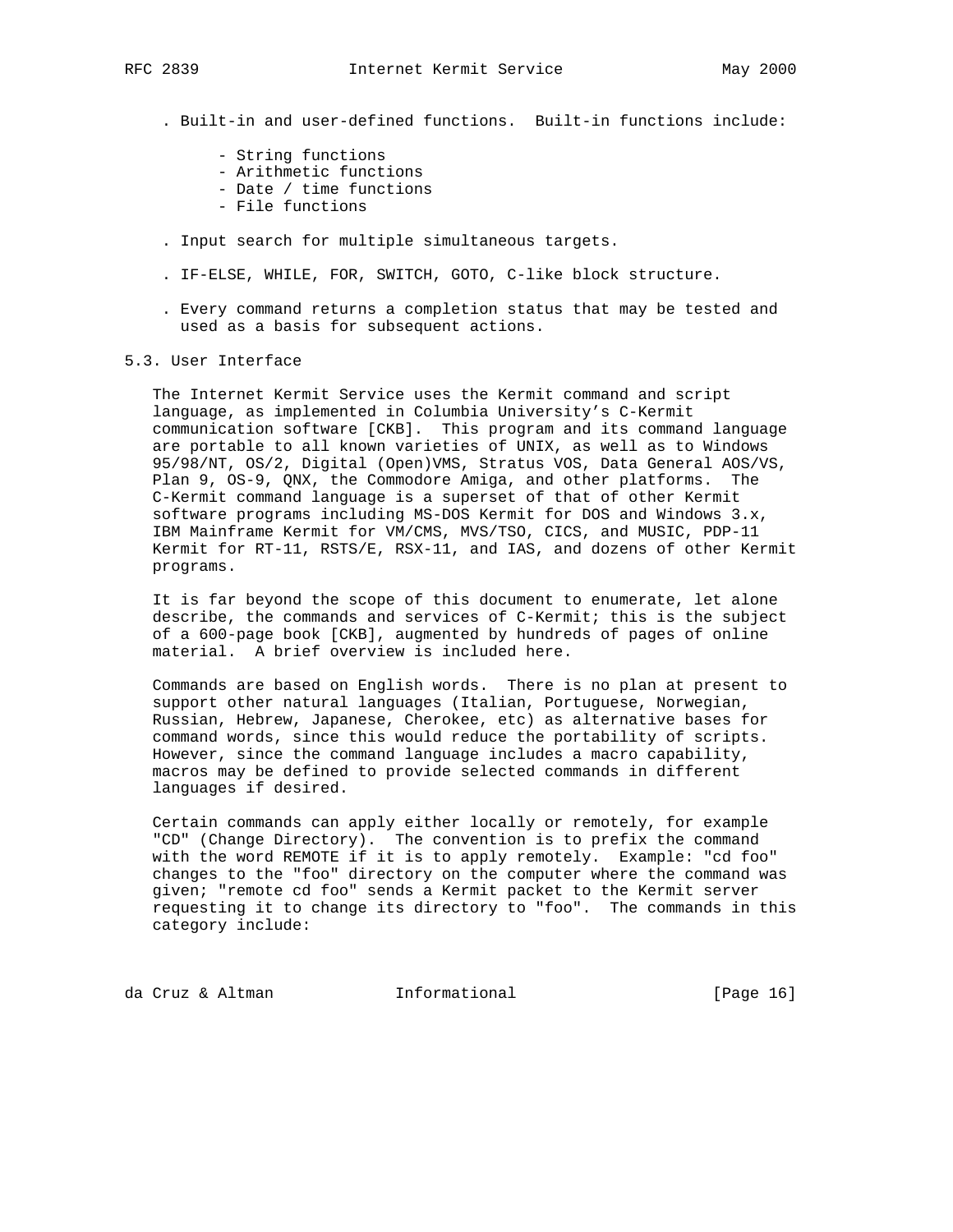- Built-in and user-defined functions. Built-in functions include:
  - String functions
  - Arithmetic functions
  - Date / time functions
  - File functions
- Input search for multiple simultaneous targets.
- IF-ELSE, WHILE, FOR, SWITCH, GOTO, C-like block structure.
- Every command returns a completion status that may be tested and used as a basis for subsequent actions.

### 5.3. User Interface

The Internet Kermit Service uses the Kermit command and script language, as implemented in Columbia University's C-Kermit communication software [CKB]. This program and its command language are portable to all known varieties of UNIX, as well as to Windows 95/98/NT, OS/2, Digital (Open)VMS, Stratus VOS, Data General AOS/VS, Plan 9, OS-9, QNX, the Commodore Amiga, and other platforms. The C-Kermit command language is a superset of that of other Kermit software programs including MS-DOS Kermit for DOS and Windows 3.x, IBM Mainframe Kermit for VM/CMS, MVS/TSO, CICS, and MUSIC, PDP-11 Kermit for RT-11, RSTS/E, RSX-11, and IAS, and dozens of other Kermit programs.

It is far beyond the scope of this document to enumerate, let alone describe, the commands and services of C-Kermit; this is the subject of a 600-page book [CKB], augmented by hundreds of pages of online material. A brief overview is included here.

Commands are based on English words. There is no plan at present to support other natural languages (Italian, Portuguese, Norwegian, Russian, Hebrew, Japanese, Cherokee, etc) as alternative bases for command words, since this would reduce the portability of scripts. However, since the command language includes a macro capability, macros may be defined to provide selected commands in different languages if desired.

Certain commands can apply either locally or remotely, for example "CD" (Change Directory). The convention is to prefix the command with the word REMOTE if it is to apply remotely. Example: "cd foo" changes to the "foo" directory on the computer where the command was given; "remote cd foo" sends a Kermit packet to the Kermit server requesting it to change its directory to "foo". The commands in this category include: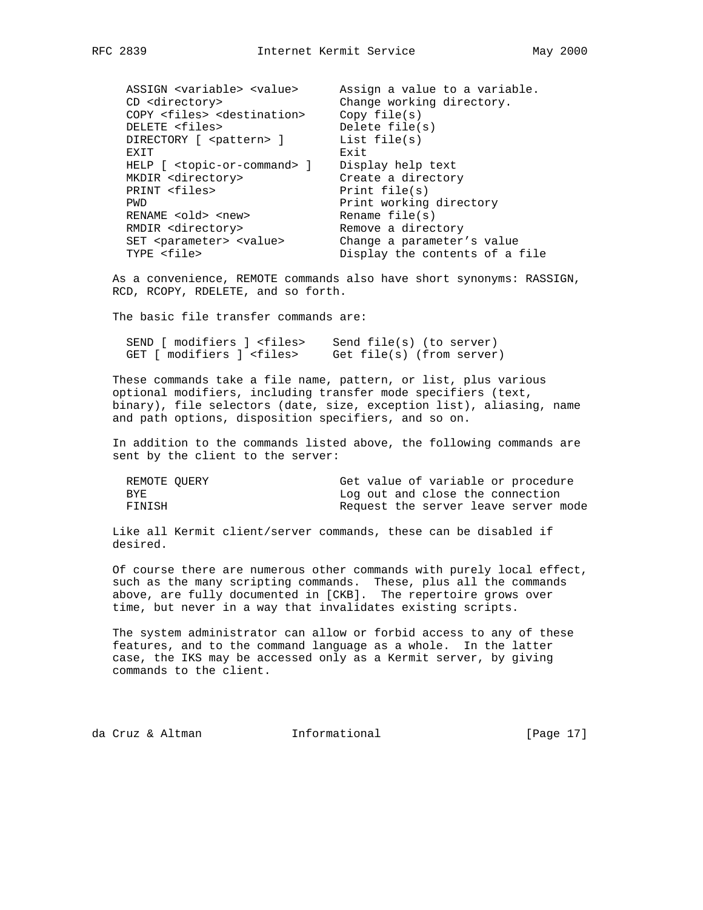```
ASSIGN <variable> <value>      Assign a value to a variable.
CD <directory>                 Change working directory.
COPY <files> <destination>     Copy file(s)
DELETE <files>                 Delete file(s)
DIRECTORY [ <pattern> ]        List file(s)
EXIT                           Exit
HELP [ <topic-or-command> ]    Display help text
MKDIR <directory>              Create a directory
PRINT <files>                  Print file(s)
PWD                            Print working directory
RENAME <old> <new>             Rename file(s)
RMDIR <directory>              Remove a directory
SET <parameter> <value>        Change a parameter's value
TYPE <file>                    Display the contents of a file
```

As a convenience, REMOTE commands also have short synonyms: RASSIGN, RCD, RCOPY, RDELETE, and so forth.

The basic file transfer commands are:

```
SEND [ modifiers ] <files>    Send file(s) (to server)
GET [ modifiers ] <files>     Get file(s) (from server)
```

These commands take a file name, pattern, or list, plus various optional modifiers, including transfer mode specifiers (text, binary), file selectors (date, size, exception list), aliasing, name and path options, disposition specifiers, and so on.

In addition to the commands listed above, the following commands are sent by the client to the server:

```
REMOTE QUERY                   Get value of variable or procedure
BYE                            Log out and close the connection
FINISH                         Request the server leave server mode
```

Like all Kermit client/server commands, these can be disabled if desired.

Of course there are numerous other commands with purely local effect, such as the many scripting commands. These, plus all the commands above, are fully documented in [CKB]. The repertoire grows over time, but never in a way that invalidates existing scripts.

The system administrator can allow or forbid access to any of these features, and to the command language as a whole. In the latter case, the IKS may be accessed only as a Kermit server, by giving commands to the client.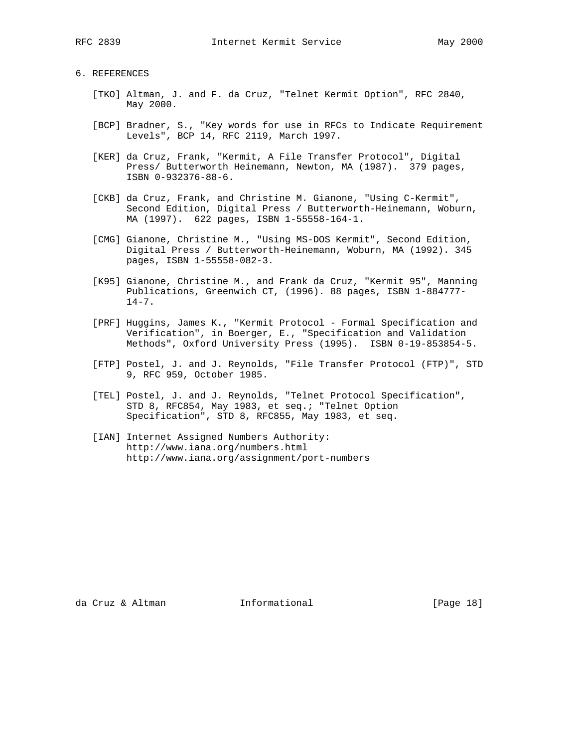## 6. REFERENCES

[TKO] Altman, J. and F. da Cruz, "Telnet Kermit Option", RFC 2840, May 2000.

[BCP] Bradner, S., "Key words for use in RFCs to Indicate Requirement Levels", BCP 14, RFC 2119, March 1997.

[KER] da Cruz, Frank, "Kermit, A File Transfer Protocol", Digital Press/ Butterworth Heinemann, Newton, MA (1987). 379 pages, ISBN 0-932376-88-6.

[CKB] da Cruz, Frank, and Christine M. Gianone, "Using C-Kermit", Second Edition, Digital Press / Butterworth-Heinemann, Woburn, MA (1997). 622 pages, ISBN 1-55558-164-1.

[CMG] Gianone, Christine M., "Using MS-DOS Kermit", Second Edition, Digital Press / Butterworth-Heinemann, Woburn, MA (1992). 345 pages, ISBN 1-55558-082-3.

[K95] Gianone, Christine M., and Frank da Cruz, "Kermit 95", Manning Publications, Greenwich CT, (1996). 88 pages, ISBN 1-884777-14-7.

[PRF] Huggins, James K., "Kermit Protocol - Formal Specification and Verification", in Boerger, E., "Specification and Validation Methods", Oxford University Press (1995). ISBN 0-19-853854-5.

[FTP] Postel, J. and J. Reynolds, "File Transfer Protocol (FTP)", STD 9, RFC 959, October 1985.

[TEL] Postel, J. and J. Reynolds, "Telnet Protocol Specification", STD 8, RFC854, May 1983, et seq.; "Telnet Option Specification", STD 8, RFC855, May 1983, et seq.

[IAN] Internet Assigned Numbers Authority:
http://www.iana.org/numbers.html
http://www.iana.org/assignment/port-numbers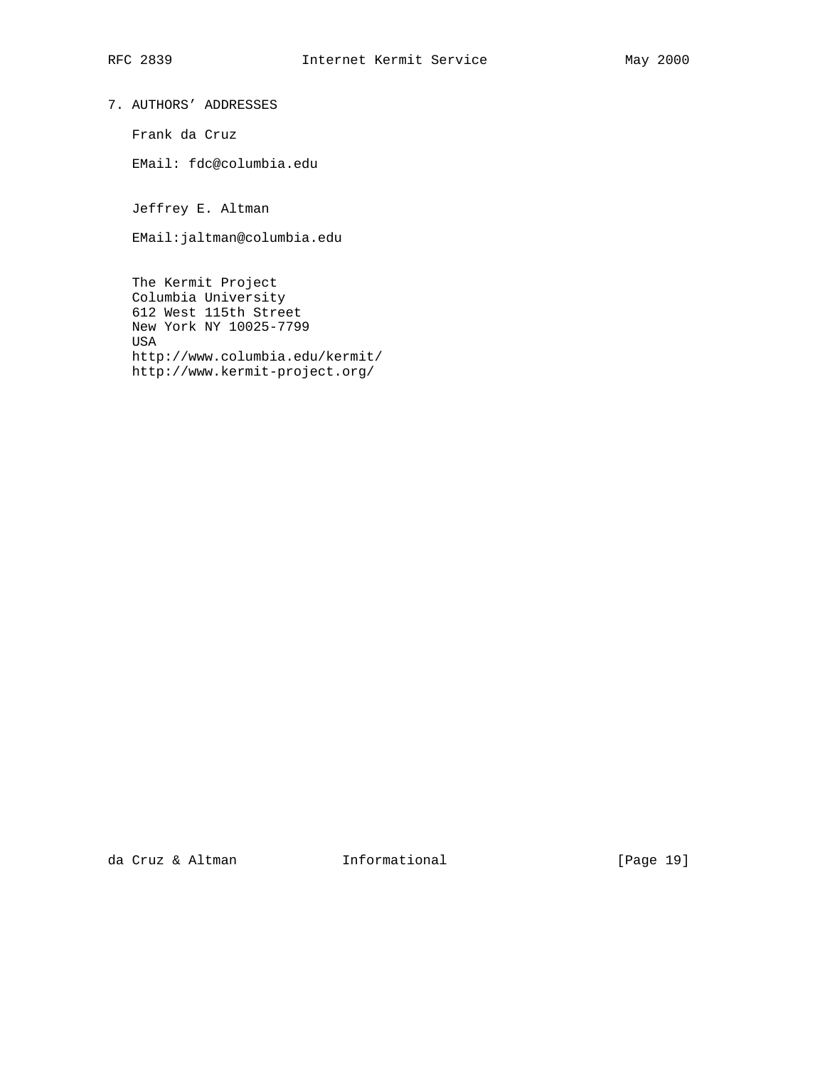## 7. AUTHORS' ADDRESSES

Frank da Cruz

EMail: fdc@columbia.edu

Jeffrey E. Altman

EMail:jaltman@columbia.edu

The Kermit Project  
Columbia University  
612 West 115th Street  
New York NY 10025-7799  
USA  
http://www.columbia.edu/kermit/  
http://www.kermit-project.org/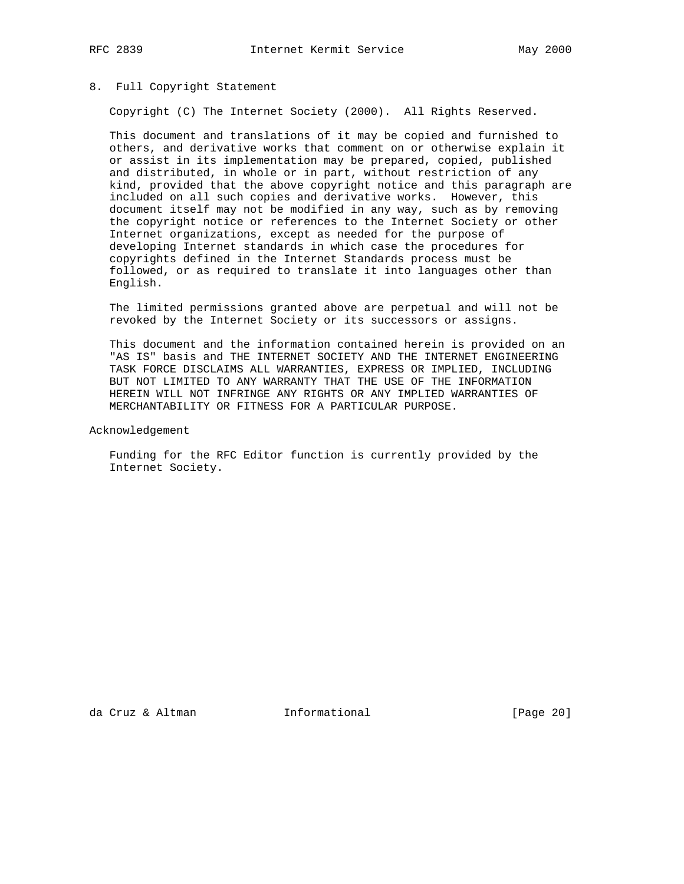## 8. Full Copyright Statement

Copyright (C) The Internet Society (2000). All Rights Reserved.

This document and translations of it may be copied and furnished to others, and derivative works that comment on or otherwise explain it or assist in its implementation may be prepared, copied, published and distributed, in whole or in part, without restriction of any kind, provided that the above copyright notice and this paragraph are included on all such copies and derivative works. However, this document itself may not be modified in any way, such as by removing the copyright notice or references to the Internet Society or other Internet organizations, except as needed for the purpose of developing Internet standards in which case the procedures for copyrights defined in the Internet Standards process must be followed, or as required to translate it into languages other than English.

The limited permissions granted above are perpetual and will not be revoked by the Internet Society or its successors or assigns.

This document and the information contained herein is provided on an "AS IS" basis and THE INTERNET SOCIETY AND THE INTERNET ENGINEERING TASK FORCE DISCLAIMS ALL WARRANTIES, EXPRESS OR IMPLIED, INCLUDING BUT NOT LIMITED TO ANY WARRANTY THAT THE USE OF THE INFORMATION HEREIN WILL NOT INFRINGE ANY RIGHTS OR ANY IMPLIED WARRANTIES OF MERCHANTABILITY OR FITNESS FOR A PARTICULAR PURPOSE.

## Acknowledgement

Funding for the RFC Editor function is currently provided by the Internet Society.